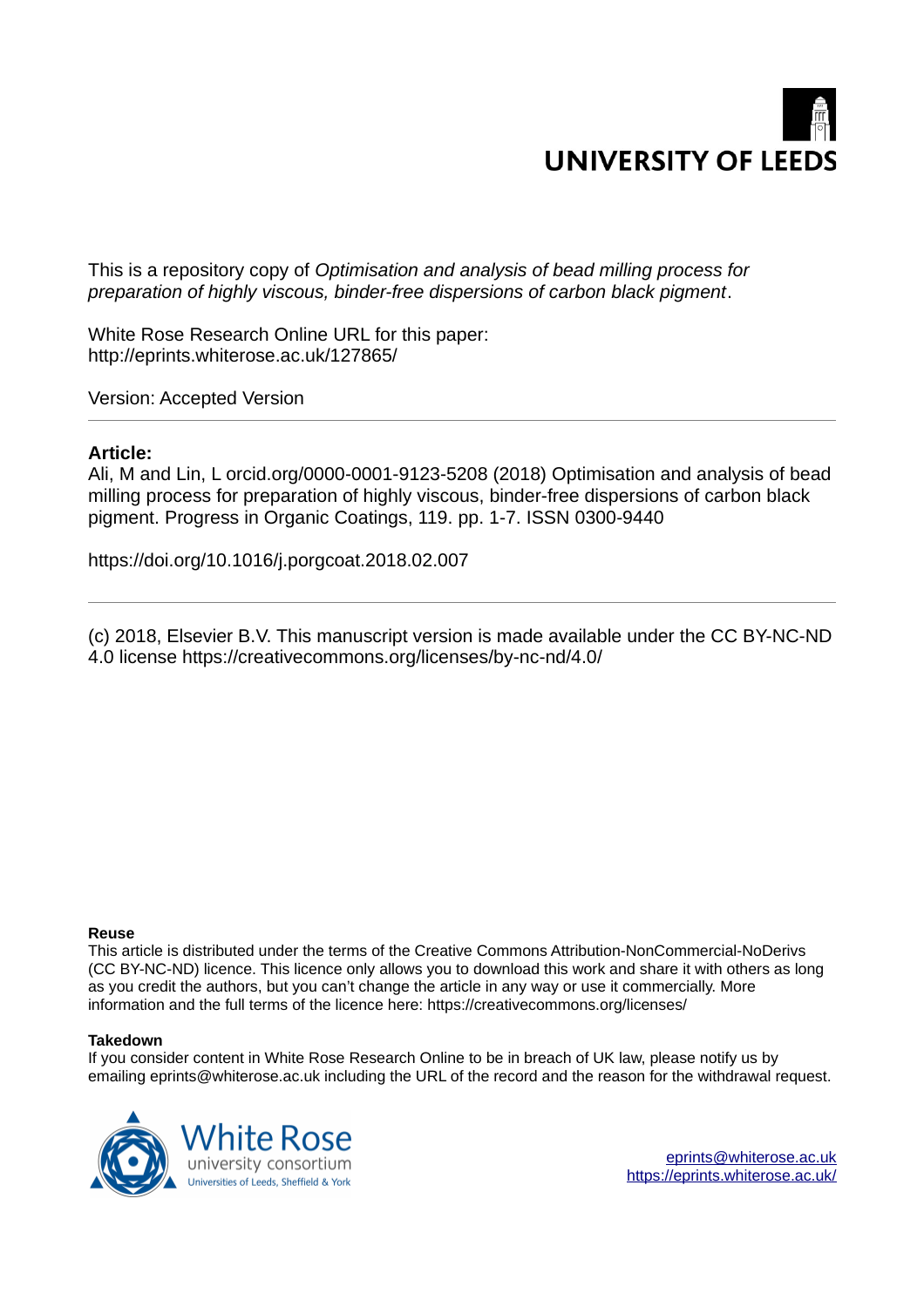UNIVERSITY OF LEEDS

This is a repository copy of *Optimisation and analysis of bead milling process for preparation of highly viscous, binder-free dispersions of carbon black pigment*.

White Rose Research Online URL for this paper:
http://eprints.whiterose.ac.uk/127865/

Version: Accepted Version

**Article:**

Ali, M and Lin, L orcid.org/0000-0001-9123-5208 (2018) Optimisation and analysis of bead milling process for preparation of highly viscous, binder-free dispersions of carbon black pigment. Progress in Organic Coatings, 119. pp. 1-7. ISSN 0300-9440

https://doi.org/10.1016/j.porgcoat.2018.02.007

(c) 2018, Elsevier B.V. This manuscript version is made available under the CC BY-NC-ND 4.0 license https://creativecommons.org/licenses/by-nc-nd/4.0/

**Reuse**

This article is distributed under the terms of the Creative Commons Attribution-NonCommercial-NoDerivs (CC BY-NC-ND) licence. This licence only allows you to download this work and share it with others as long as you credit the authors, but you can't change the article in any way or use it commercially. More information and the full terms of the licence here: https://creativecommons.org/licenses/

**Takedown**

If you consider content in White Rose Research Online to be in breach of UK law, please notify us by emailing eprints@whiterose.ac.uk including the URL of the record and the reason for the withdrawal request.

White Rose
university consortium
Universities of Leeds, Sheffield & York

eprints@whiterose.ac.uk
https://eprints.whiterose.ac.uk/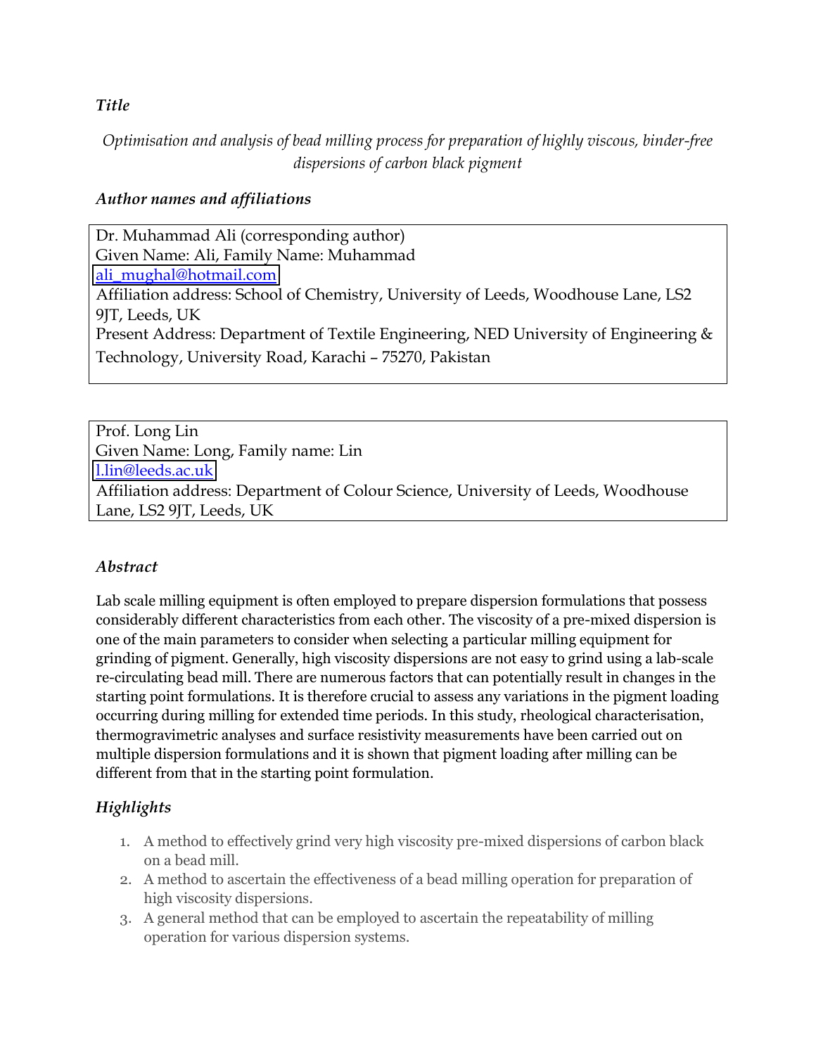### *Title*

*Optimisation and analysis of bead milling process for preparation of highly viscous, binder-free dispersions of carbon black pigment*

### *Author names and affiliations*

Dr. Muhammad Ali (corresponding author)
Given Name: Ali, Family Name: Muhammad
ali_mughal@hotmail.com
Affiliation address: School of Chemistry, University of Leeds, Woodhouse Lane, LS2 9JT, Leeds, UK
Present Address: Department of Textile Engineering, NED University of Engineering & Technology, University Road, Karachi – 75270, Pakistan

Prof. Long Lin
Given Name: Long, Family name: Lin
l.lin@leeds.ac.uk
Affiliation address: Department of Colour Science, University of Leeds, Woodhouse Lane, LS2 9JT, Leeds, UK

### *Abstract*

Lab scale milling equipment is often employed to prepare dispersion formulations that possess considerably different characteristics from each other. The viscosity of a pre-mixed dispersion is one of the main parameters to consider when selecting a particular milling equipment for grinding of pigment. Generally, high viscosity dispersions are not easy to grind using a lab-scale re-circulating bead mill. There are numerous factors that can potentially result in changes in the starting point formulations. It is therefore crucial to assess any variations in the pigment loading occurring during milling for extended time periods. In this study, rheological characterisation, thermogravimetric analyses and surface resistivity measurements have been carried out on multiple dispersion formulations and it is shown that pigment loading after milling can be different from that in the starting point formulation.

### *Highlights*

1. A method to effectively grind very high viscosity pre-mixed dispersions of carbon black on a bead mill.
2. A method to ascertain the effectiveness of a bead milling operation for preparation of high viscosity dispersions.
3. A general method that can be employed to ascertain the repeatability of milling operation for various dispersion systems.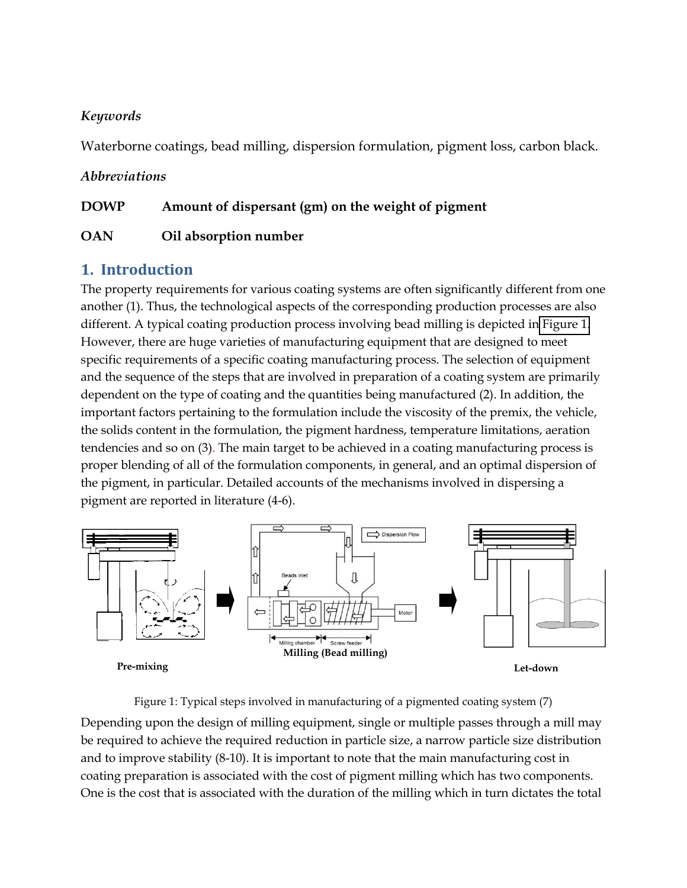*Keywords*

Waterborne coatings, bead milling, dispersion formulation, pigment loss, carbon black.

*Abbreviations*

**DOWP** **Amount of dispersant (gm) on the weight of pigment**

**OAN** **Oil absorption number**

## 1. Introduction

The property requirements for various coating systems are often significantly different from one another (1). Thus, the technological aspects of the corresponding production processes are also different. A typical coating production process involving bead milling is depicted in Figure 1. However, there are huge varieties of manufacturing equipment that are designed to meet specific requirements of a specific coating manufacturing process. The selection of equipment and the sequence of the steps that are involved in preparation of a coating system are primarily dependent on the type of coating and the quantities being manufactured (2). In addition, the important factors pertaining to the formulation include the viscosity of the premix, the vehicle, the solids content in the formulation, the pigment hardness, temperature limitations, aeration tendencies and so on (3). The main target to be achieved in a coating manufacturing process is proper blending of all of the formulation components, in general, and an optimal dispersion of the pigment, in particular. Detailed accounts of the mechanisms involved in dispersing a pigment are reported in literature (4-6).

Pre-mixing — Milling (Bead milling) — Let-down

Figure 1: Typical steps involved in manufacturing of a pigmented coating system (7)

Depending upon the design of milling equipment, single or multiple passes through a mill may be required to achieve the required reduction in particle size, a narrow particle size distribution and to improve stability (8-10). It is important to note that the main manufacturing cost in coating preparation is associated with the cost of pigment milling which has two components. One is the cost that is associated with the duration of the milling which in turn dictates the total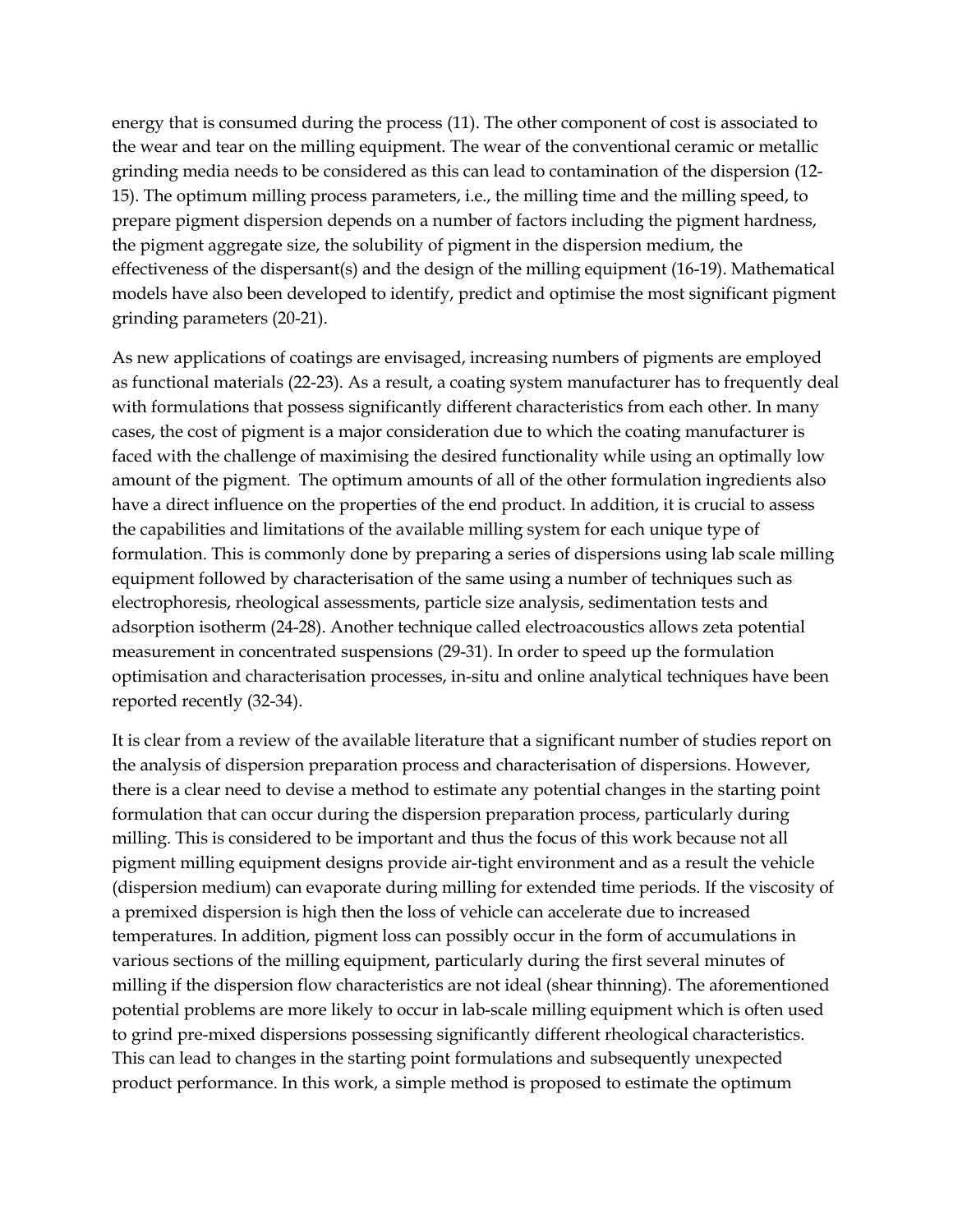energy that is consumed during the process (11). The other component of cost is associated to the wear and tear on the milling equipment. The wear of the conventional ceramic or metallic grinding media needs to be considered as this can lead to contamination of the dispersion (12-15). The optimum milling process parameters, i.e., the milling time and the milling speed, to prepare pigment dispersion depends on a number of factors including the pigment hardness, the pigment aggregate size, the solubility of pigment in the dispersion medium, the effectiveness of the dispersant(s) and the design of the milling equipment (16-19). Mathematical models have also been developed to identify, predict and optimise the most significant pigment grinding parameters (20-21).

As new applications of coatings are envisaged, increasing numbers of pigments are employed as functional materials (22-23). As a result, a coating system manufacturer has to frequently deal with formulations that possess significantly different characteristics from each other. In many cases, the cost of pigment is a major consideration due to which the coating manufacturer is faced with the challenge of maximising the desired functionality while using an optimally low amount of the pigment. The optimum amounts of all of the other formulation ingredients also have a direct influence on the properties of the end product. In addition, it is crucial to assess the capabilities and limitations of the available milling system for each unique type of formulation. This is commonly done by preparing a series of dispersions using lab scale milling equipment followed by characterisation of the same using a number of techniques such as electrophoresis, rheological assessments, particle size analysis, sedimentation tests and adsorption isotherm (24-28). Another technique called electroacoustics allows zeta potential measurement in concentrated suspensions (29-31). In order to speed up the formulation optimisation and characterisation processes, in-situ and online analytical techniques have been reported recently (32-34).

It is clear from a review of the available literature that a significant number of studies report on the analysis of dispersion preparation process and characterisation of dispersions. However, there is a clear need to devise a method to estimate any potential changes in the starting point formulation that can occur during the dispersion preparation process, particularly during milling. This is considered to be important and thus the focus of this work because not all pigment milling equipment designs provide air-tight environment and as a result the vehicle (dispersion medium) can evaporate during milling for extended time periods. If the viscosity of a premixed dispersion is high then the loss of vehicle can accelerate due to increased temperatures. In addition, pigment loss can possibly occur in the form of accumulations in various sections of the milling equipment, particularly during the first several minutes of milling if the dispersion flow characteristics are not ideal (shear thinning). The aforementioned potential problems are more likely to occur in lab-scale milling equipment which is often used to grind pre-mixed dispersions possessing significantly different rheological characteristics. This can lead to changes in the starting point formulations and subsequently unexpected product performance. In this work, a simple method is proposed to estimate the optimum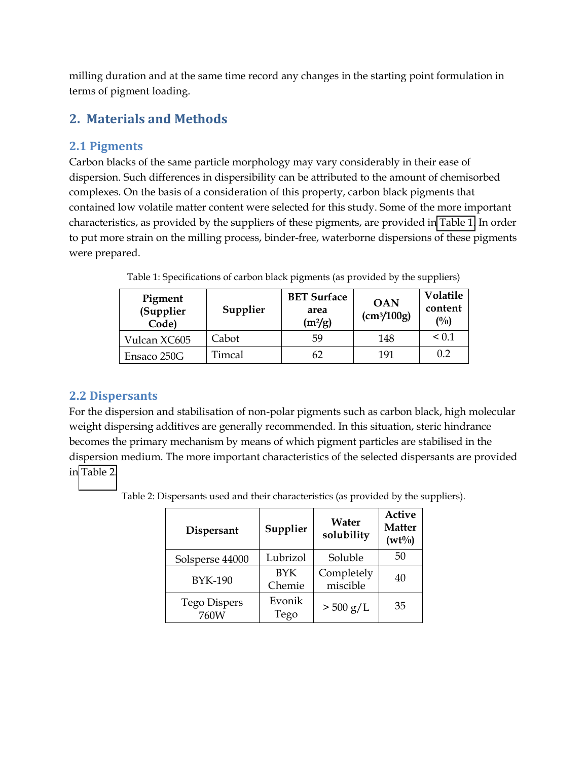milling duration and at the same time record any changes in the starting point formulation in terms of pigment loading.

## 2. Materials and Methods

### 2.1 Pigments

Carbon blacks of the same particle morphology may vary considerably in their ease of dispersion. Such differences in dispersibility can be attributed to the amount of chemisorbed complexes. On the basis of a consideration of this property, carbon black pigments that contained low volatile matter content were selected for this study. Some of the more important characteristics, as provided by the suppliers of these pigments, are provided in Table 1. In order to put more strain on the milling process, binder-free, waterborne dispersions of these pigments were prepared.

Table 1: Specifications of carbon black pigments (as provided by the suppliers)

| Pigment (Supplier Code) | Supplier | BET Surface area ($m^2/g$) | OAN ($cm^3/100g$) | Volatile content (%) |
|---|---|---|---|---|
| Vulcan XC605 | Cabot | 59 | 148 | < 0.1 |
| Ensaco 250G | Timcal | 62 | 191 | 0.2 |

### 2.2 Dispersants

For the dispersion and stabilisation of non-polar pigments such as carbon black, high molecular weight dispersing additives are generally recommended. In this situation, steric hindrance becomes the primary mechanism by means of which pigment particles are stabilised in the dispersion medium. The more important characteristics of the selected dispersants are provided in Table 2.

Table 2: Dispersants used and their characteristics (as provided by the suppliers).

| Dispersant | Supplier | Water solubility | Active Matter (wt%) |
|---|---|---|---|
| Solsperse 44000 | Lubrizol | Soluble | 50 |
| BYK-190 | BYK Chemie | Completely miscible | 40 |
| Tego Dispers 760W | Evonik Tego | > 500 g/L | 35 |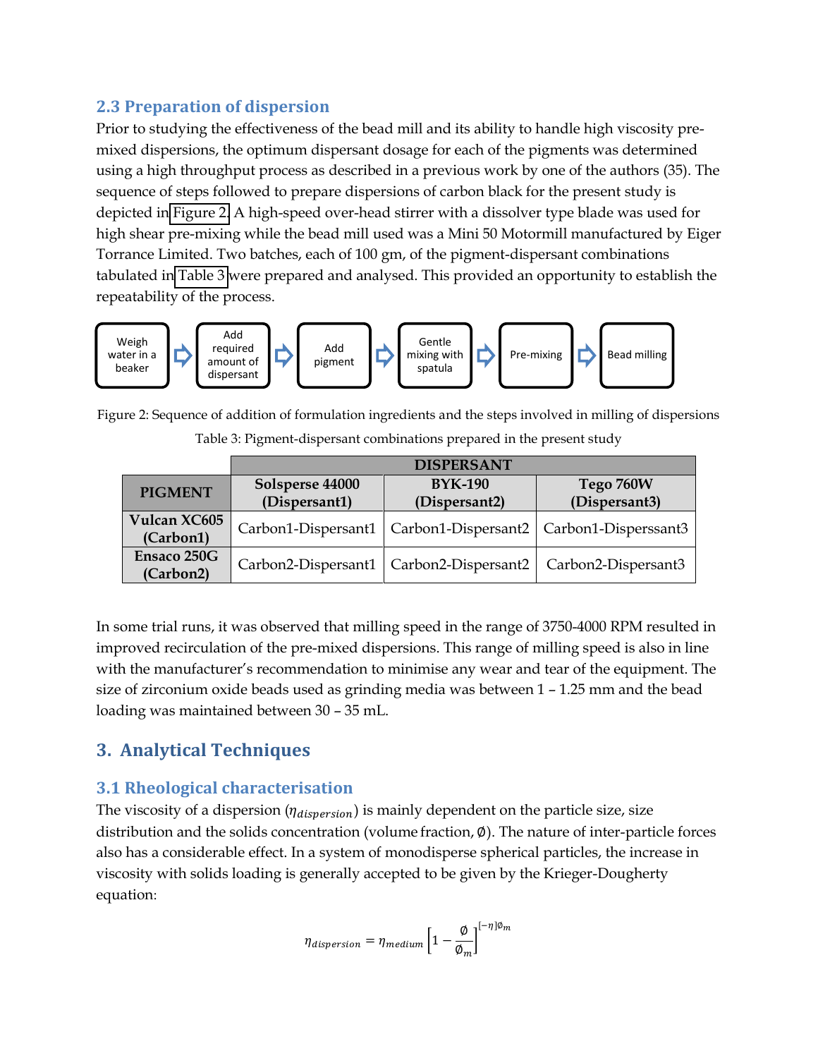### 2.3 Preparation of dispersion

Prior to studying the effectiveness of the bead mill and its ability to handle high viscosity pre-mixed dispersions, the optimum dispersant dosage for each of the pigments was determined using a high throughput process as described in a previous work by one of the authors (35). The sequence of steps followed to prepare dispersions of carbon black for the present study is depicted in Figure 2. A high-speed over-head stirrer with a dissolver type blade was used for high shear pre-mixing while the bead mill used was a Mini 50 Motormill manufactured by Eiger Torrance Limited. Two batches, each of 100 gm, of the pigment-dispersant combinations tabulated in Table 3 were prepared and analysed. This provided an opportunity to establish the repeatability of the process.

Weigh water in a beaker ⇨ Add required amount of dispersant ⇨ Add pigment ⇨ Gentle mixing with spatula ⇨ Pre-mixing ⇨ Bead milling

Figure 2: Sequence of addition of formulation ingredients and the steps involved in milling of dispersions

Table 3: Pigment-dispersant combinations prepared in the present study

| | **DISPERSANT** | | |
|---|---|---|---|
| **PIGMENT** | **Solsperse 44000 (Dispersant1)** | **BYK-190 (Dispersant2)** | **Tego 760W (Dispersant3)** |
| **Vulcan XC605 (Carbon1)** | Carbon1-Dispersant1 | Carbon1-Dispersant2 | Carbon1-Disperssant3 |
| **Ensaco 250G (Carbon2)** | Carbon2-Dispersant1 | Carbon2-Dispersant2 | Carbon2-Dispersant3 |

In some trial runs, it was observed that milling speed in the range of 3750-4000 RPM resulted in improved recirculation of the pre-mixed dispersions. This range of milling speed is also in line with the manufacturer's recommendation to minimise any wear and tear of the equipment. The size of zirconium oxide beads used as grinding media was between 1 – 1.25 mm and the bead loading was maintained between 30 – 35 mL.

## 3. Analytical Techniques

### 3.1 Rheological characterisation

The viscosity of a dispersion ($\eta_{dispersion}$) is mainly dependent on the particle size, size distribution and the solids concentration (volume fraction, $\emptyset$). The nature of inter-particle forces also has a considerable effect. In a system of monodisperse spherical particles, the increase in viscosity with solids loading is generally accepted to be given by the Krieger-Dougherty equation:

$$\eta_{dispersion} = \eta_{medium}\left[1 - \frac{\emptyset}{\emptyset_m}\right]^{[-\eta]\emptyset_m}$$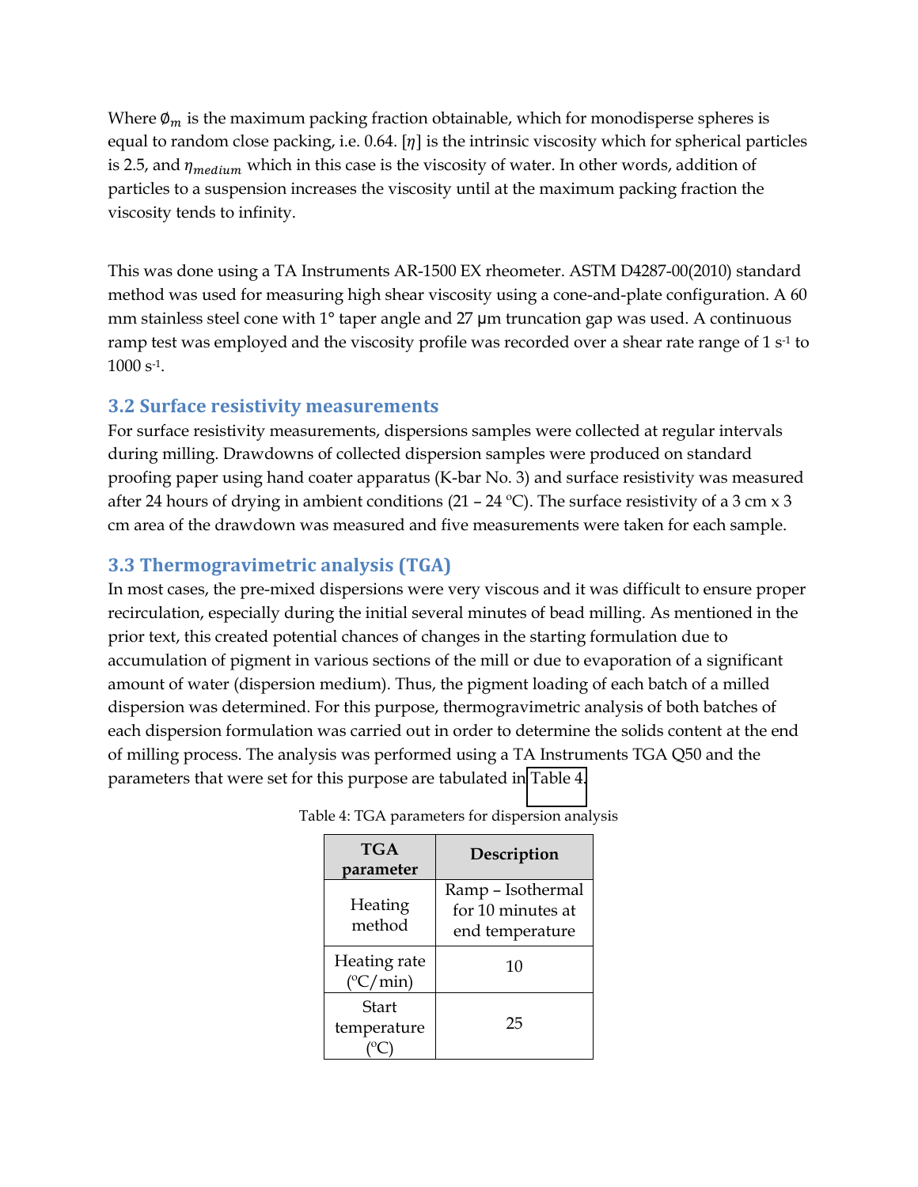Where $\emptyset_m$ is the maximum packing fraction obtainable, which for monodisperse spheres is equal to random close packing, i.e. 0.64. $[\eta]$ is the intrinsic viscosity which for spherical particles is 2.5, and $\eta_{medium}$ which in this case is the viscosity of water. In other words, addition of particles to a suspension increases the viscosity until at the maximum packing fraction the viscosity tends to infinity.

This was done using a TA Instruments AR-1500 EX rheometer. ASTM D4287-00(2010) standard method was used for measuring high shear viscosity using a cone-and-plate configuration. A 60 mm stainless steel cone with 1° taper angle and 27 μm truncation gap was used. A continuous ramp test was employed and the viscosity profile was recorded over a shear rate range of 1 $s^{-1}$ to 1000 $s^{-1}$.

### 3.2 Surface resistivity measurements

For surface resistivity measurements, dispersions samples were collected at regular intervals during milling. Drawdowns of collected dispersion samples were produced on standard proofing paper using hand coater apparatus (K-bar No. 3) and surface resistivity was measured after 24 hours of drying in ambient conditions (21 – 24 °C). The surface resistivity of a 3 cm x 3 cm area of the drawdown was measured and five measurements were taken for each sample.

### 3.3 Thermogravimetric analysis (TGA)

In most cases, the pre-mixed dispersions were very viscous and it was difficult to ensure proper recirculation, especially during the initial several minutes of bead milling. As mentioned in the prior text, this created potential chances of changes in the starting formulation due to accumulation of pigment in various sections of the mill or due to evaporation of a significant amount of water (dispersion medium). Thus, the pigment loading of each batch of a milled dispersion was determined. For this purpose, thermogravimetric analysis of both batches of each dispersion formulation was carried out in order to determine the solids content at the end of milling process. The analysis was performed using a TA Instruments TGA Q50 and the parameters that were set for this purpose are tabulated in Table 4.

Table 4: TGA parameters for dispersion analysis

| TGA parameter | Description |
|---|---|
| Heating method | Ramp – Isothermal for 10 minutes at end temperature |
| Heating rate (°C/min) | 10 |
| Start temperature (°C) | 25 |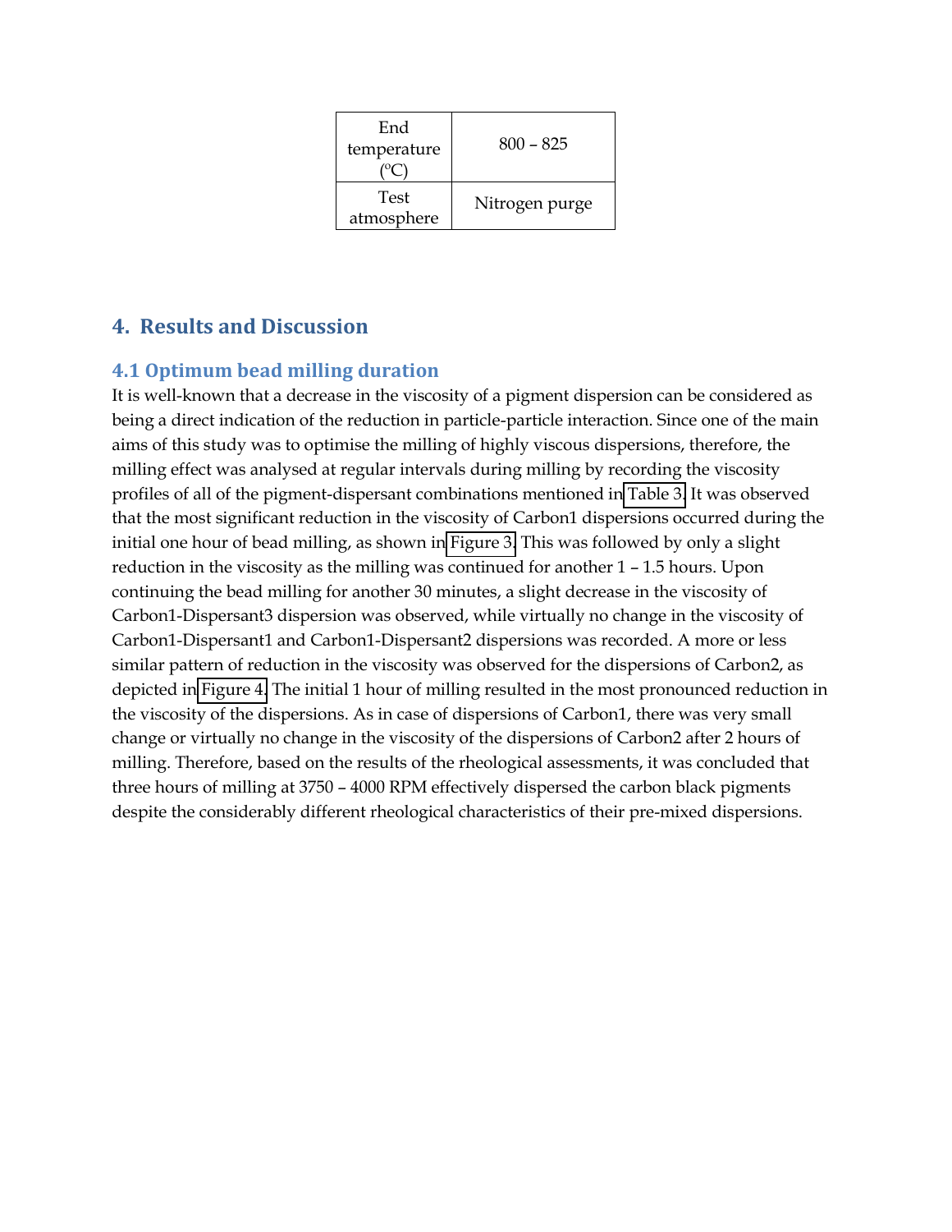| End temperature (°C) | 800 – 825 |
|---|---|
| Test atmosphere | Nitrogen purge |

## 4. Results and Discussion

### 4.1 Optimum bead milling duration

It is well-known that a decrease in the viscosity of a pigment dispersion can be considered as being a direct indication of the reduction in particle-particle interaction. Since one of the main aims of this study was to optimise the milling of highly viscous dispersions, therefore, the milling effect was analysed at regular intervals during milling by recording the viscosity profiles of all of the pigment-dispersant combinations mentioned in Table 3. It was observed that the most significant reduction in the viscosity of Carbon1 dispersions occurred during the initial one hour of bead milling, as shown in Figure 3. This was followed by only a slight reduction in the viscosity as the milling was continued for another 1 – 1.5 hours. Upon continuing the bead milling for another 30 minutes, a slight decrease in the viscosity of Carbon1-Dispersant3 dispersion was observed, while virtually no change in the viscosity of Carbon1-Dispersant1 and Carbon1-Dispersant2 dispersions was recorded. A more or less similar pattern of reduction in the viscosity was observed for the dispersions of Carbon2, as depicted in Figure 4. The initial 1 hour of milling resulted in the most pronounced reduction in the viscosity of the dispersions. As in case of dispersions of Carbon1, there was very small change or virtually no change in the viscosity of the dispersions of Carbon2 after 2 hours of milling. Therefore, based on the results of the rheological assessments, it was concluded that three hours of milling at 3750 – 4000 RPM effectively dispersed the carbon black pigments despite the considerably different rheological characteristics of their pre-mixed dispersions.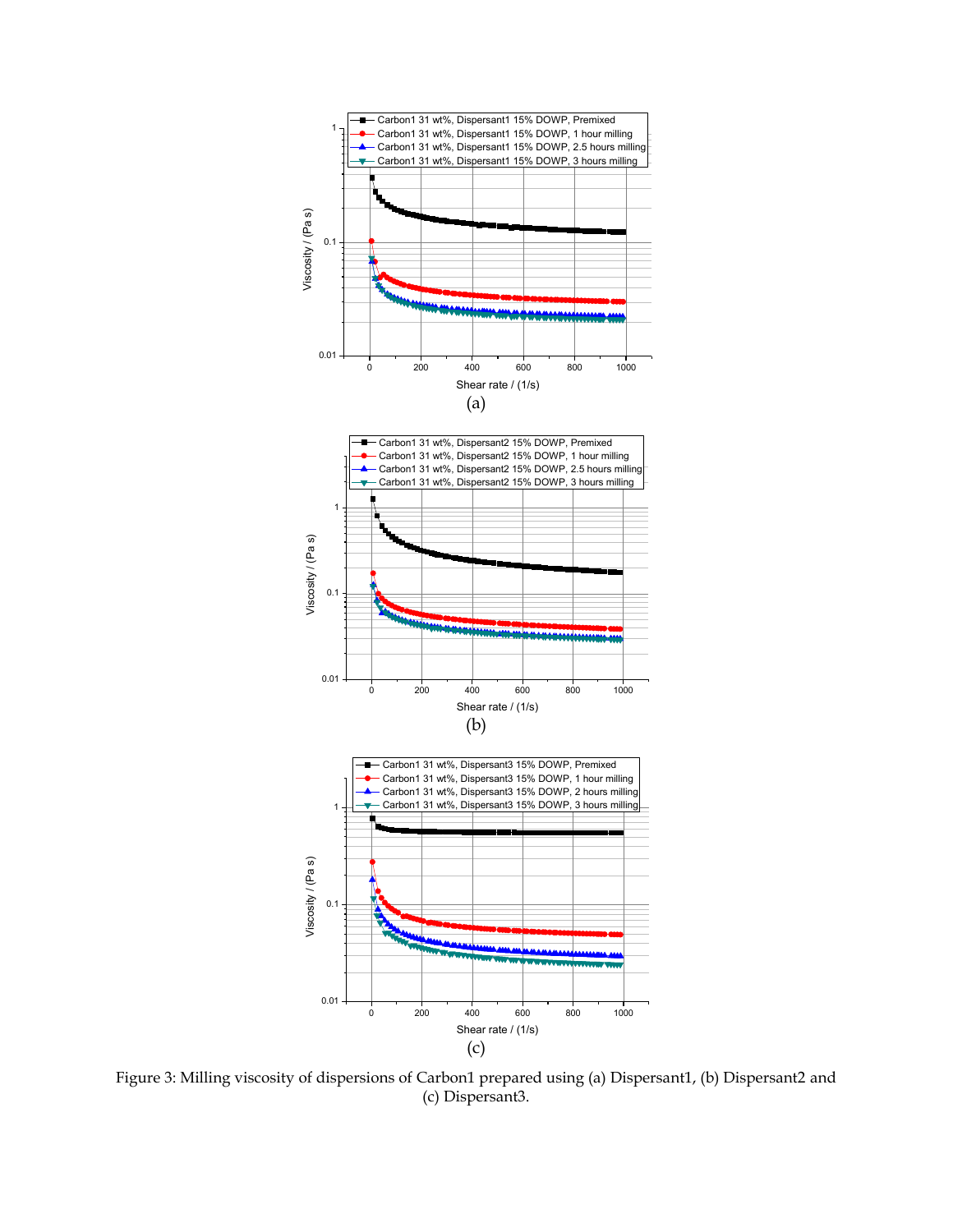(a)

(b)

(c)

Figure 3: Milling viscosity of dispersions of Carbon1 prepared using (a) Dispersant1, (b) Dispersant2 and (c) Dispersant3.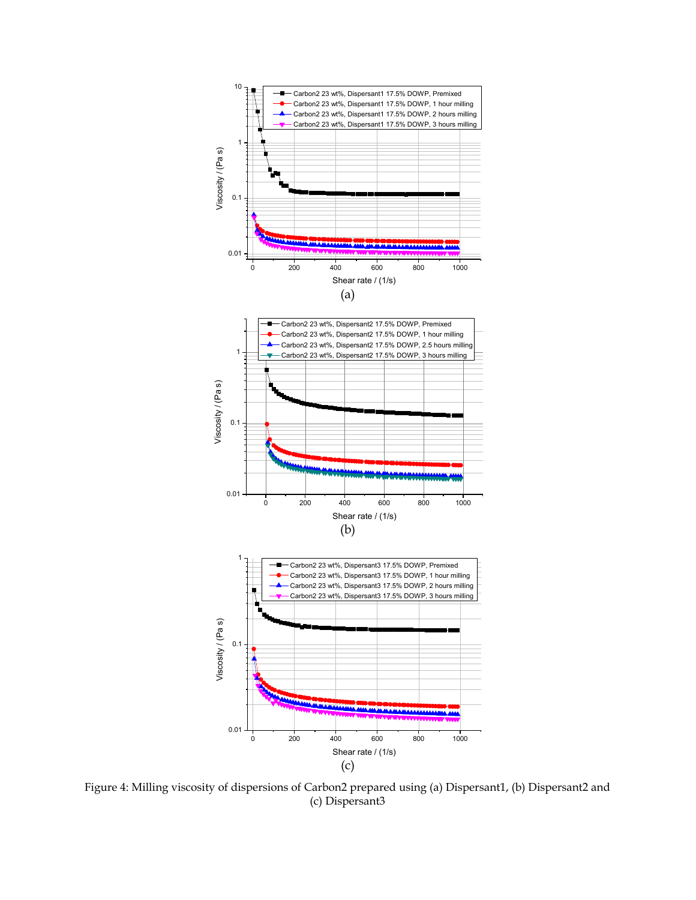Figure 4: Milling viscosity of dispersions of Carbon2 prepared using (a) Dispersant1, (b) Dispersant2 and (c) Dispersant3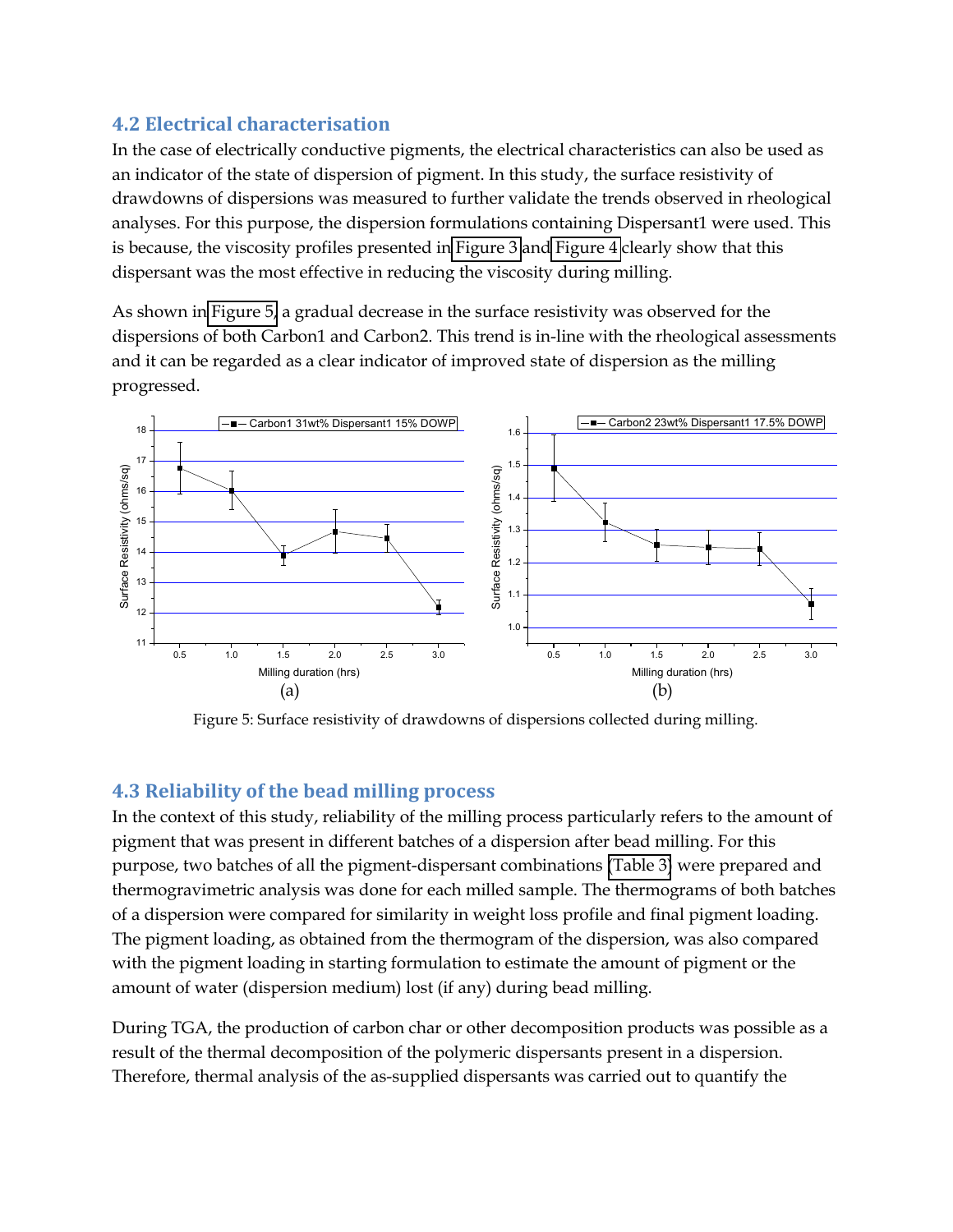## 4.2 Electrical characterisation

In the case of electrically conductive pigments, the electrical characteristics can also be used as an indicator of the state of dispersion of pigment. In this study, the surface resistivity of drawdowns of dispersions was measured to further validate the trends observed in rheological analyses. For this purpose, the dispersion formulations containing Dispersant1 were used. This is because, the viscosity profiles presented in Figure 3 and Figure 4 clearly show that this dispersant was the most effective in reducing the viscosity during milling.

As shown in Figure 5, a gradual decrease in the surface resistivity was observed for the dispersions of both Carbon1 and Carbon2. This trend is in-line with the rheological assessments and it can be regarded as a clear indicator of improved state of dispersion as the milling progressed.

Figure 5: Surface resistivity of drawdowns of dispersions collected during milling.

## 4.3 Reliability of the bead milling process

In the context of this study, reliability of the milling process particularly refers to the amount of pigment that was present in different batches of a dispersion after bead milling. For this purpose, two batches of all the pigment-dispersant combinations (Table 3) were prepared and thermogravimetric analysis was done for each milled sample. The thermograms of both batches of a dispersion were compared for similarity in weight loss profile and final pigment loading. The pigment loading, as obtained from the thermogram of the dispersion, was also compared with the pigment loading in starting formulation to estimate the amount of pigment or the amount of water (dispersion medium) lost (if any) during bead milling.

During TGA, the production of carbon char or other decomposition products was possible as a result of the thermal decomposition of the polymeric dispersants present in a dispersion. Therefore, thermal analysis of the as-supplied dispersants was carried out to quantify the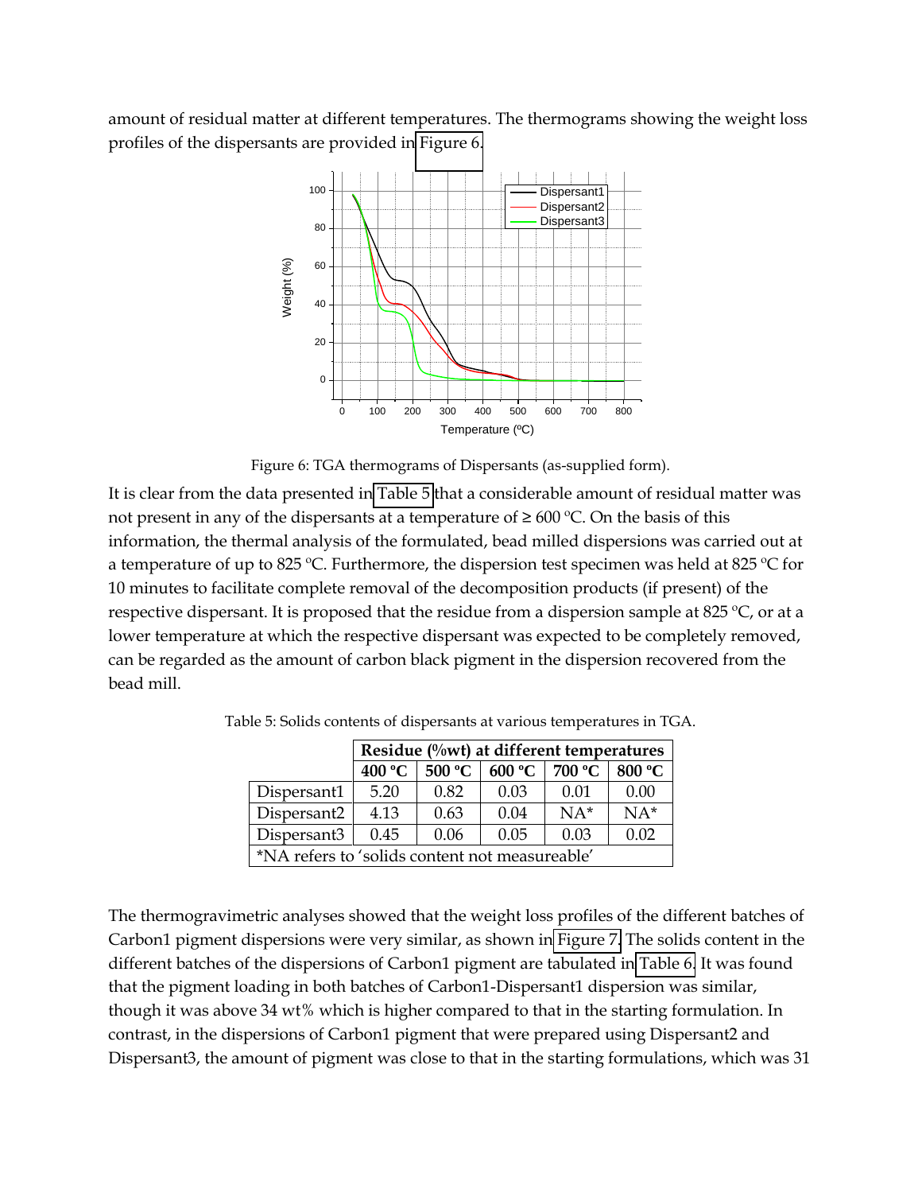amount of residual matter at different temperatures. The thermograms showing the weight loss profiles of the dispersants are provided in Figure 6.

Figure 6: TGA thermograms of Dispersants (as-supplied form).

It is clear from the data presented in Table 5 that a considerable amount of residual matter was not present in any of the dispersants at a temperature of ≥ 600 ºC. On the basis of this information, the thermal analysis of the formulated, bead milled dispersions was carried out at a temperature of up to 825 ºC. Furthermore, the dispersion test specimen was held at 825 ºC for 10 minutes to facilitate complete removal of the decomposition products (if present) of the respective dispersant. It is proposed that the residue from a dispersion sample at 825 ºC, or at a lower temperature at which the respective dispersant was expected to be completely removed, can be regarded as the amount of carbon black pigment in the dispersion recovered from the bead mill.

Table 5: Solids contents of dispersants at various temperatures in TGA.

| | **Residue (%wt) at different temperatures** | | | | |
|---|---|---|---|---|---|
| | **400 ºC** | **500 ºC** | **600 ºC** | **700 ºC** | **800 ºC** |
| Dispersant1 | 5.20 | 0.82 | 0.03 | 0.01 | 0.00 |
| Dispersant2 | 4.13 | 0.63 | 0.04 | NA* | NA* |
| Dispersant3 | 0.45 | 0.06 | 0.05 | 0.03 | 0.02 |
| *NA refers to 'solids content not measureable' | | | | | |

The thermogravimetric analyses showed that the weight loss profiles of the different batches of Carbon1 pigment dispersions were very similar, as shown in Figure 7. The solids content in the different batches of the dispersions of Carbon1 pigment are tabulated in Table 6. It was found that the pigment loading in both batches of Carbon1-Dispersant1 dispersion was similar, though it was above 34 wt% which is higher compared to that in the starting formulation. In contrast, in the dispersions of Carbon1 pigment that were prepared using Dispersant2 and Dispersant3, the amount of pigment was close to that in the starting formulations, which was 31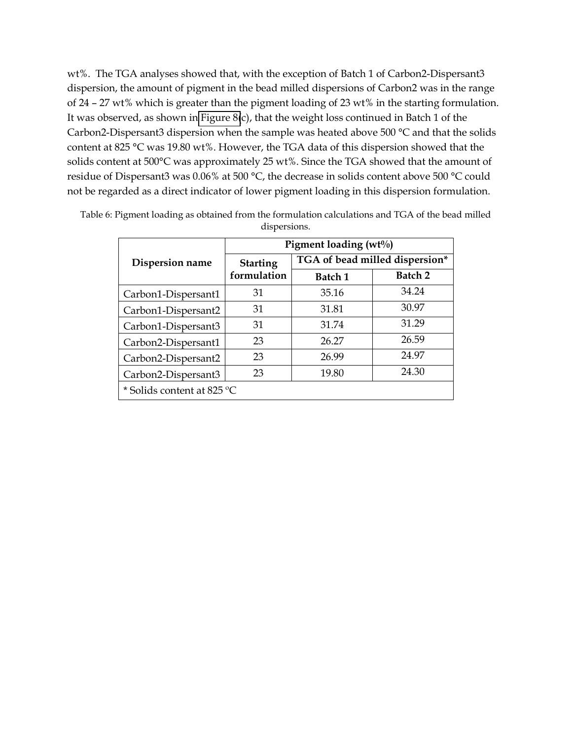wt%. The TGA analyses showed that, with the exception of Batch 1 of Carbon2-Dispersant3 dispersion, the amount of pigment in the bead milled dispersions of Carbon2 was in the range of 24 – 27 wt% which is greater than the pigment loading of 23 wt% in the starting formulation. It was observed, as shown in Figure 8(c), that the weight loss continued in Batch 1 of the Carbon2-Dispersant3 dispersion when the sample was heated above 500 °C and that the solids content at 825 °C was 19.80 wt%. However, the TGA data of this dispersion showed that the solids content at 500°C was approximately 25 wt%. Since the TGA showed that the amount of residue of Dispersant3 was 0.06% at 500 °C, the decrease in solids content above 500 °C could not be regarded as a direct indicator of lower pigment loading in this dispersion formulation.

Table 6: Pigment loading as obtained from the formulation calculations and TGA of the bead milled dispersions.

| Dispersion name | Pigment loading (wt%) | | |
|---|---|---|---|
| | Starting formulation | TGA of bead milled dispersion* | |
| | | Batch 1 | Batch 2 |
| Carbon1-Dispersant1 | 31 | 35.16 | 34.24 |
| Carbon1-Dispersant2 | 31 | 31.81 | 30.97 |
| Carbon1-Dispersant3 | 31 | 31.74 | 31.29 |
| Carbon2-Dispersant1 | 23 | 26.27 | 26.59 |
| Carbon2-Dispersant2 | 23 | 26.99 | 24.97 |
| Carbon2-Dispersant3 | 23 | 19.80 | 24.30 |
| * Solids content at 825 °C | | | |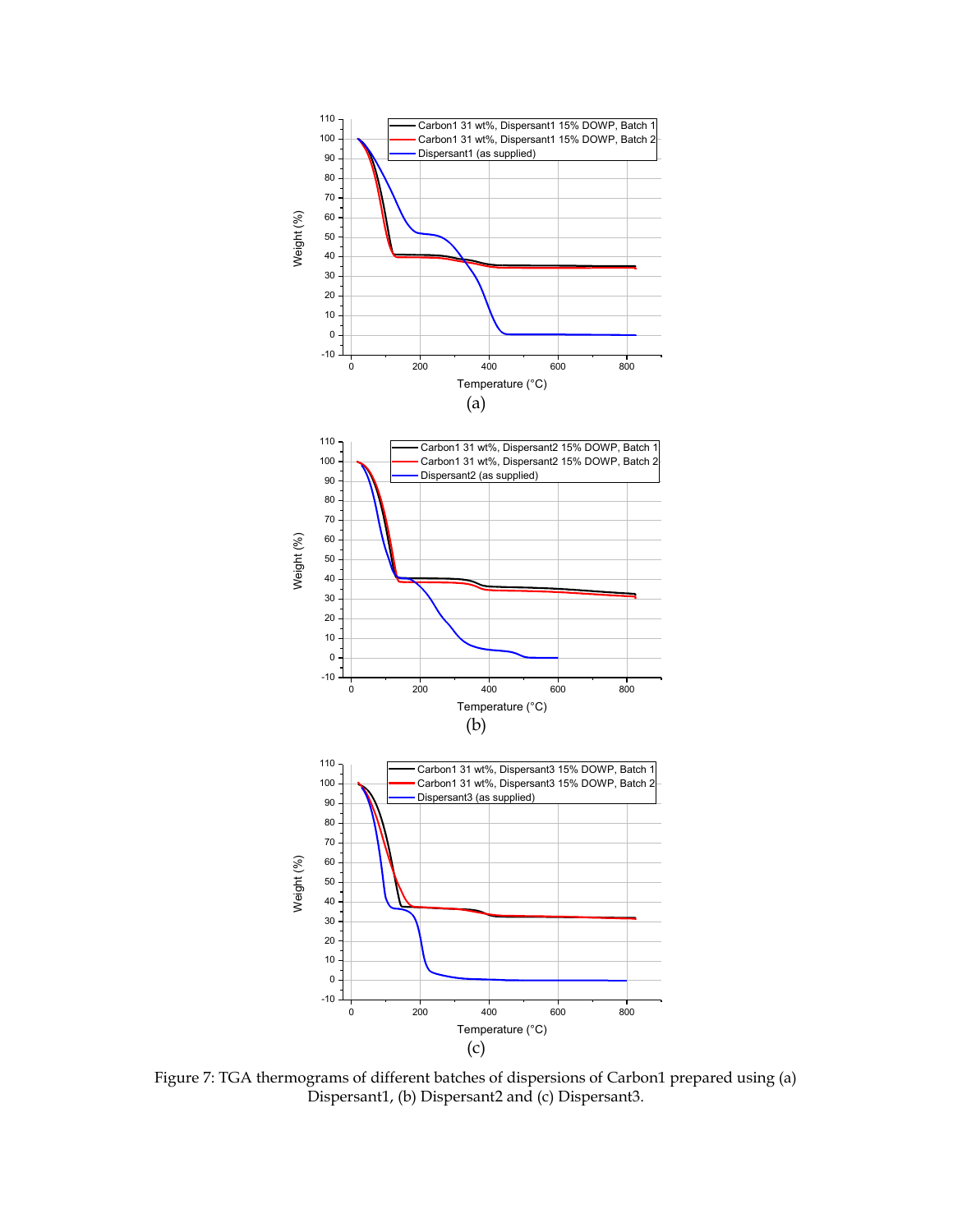Figure 7: TGA thermograms of different batches of dispersions of Carbon1 prepared using (a) Dispersant1, (b) Dispersant2 and (c) Dispersant3.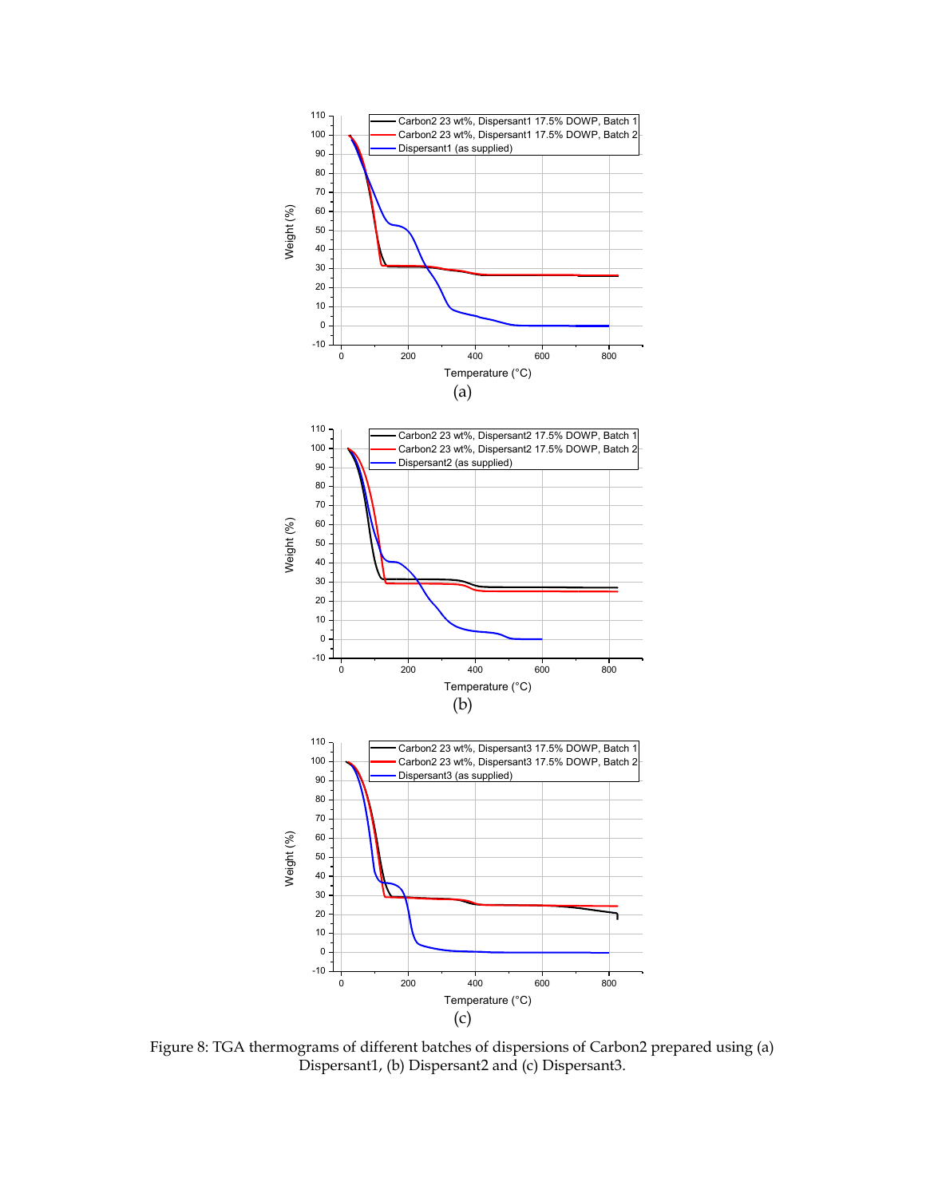(a)

(b)

(c)

Figure 8: TGA thermograms of different batches of dispersions of Carbon2 prepared using (a) Dispersant1, (b) Dispersant2 and (c) Dispersant3.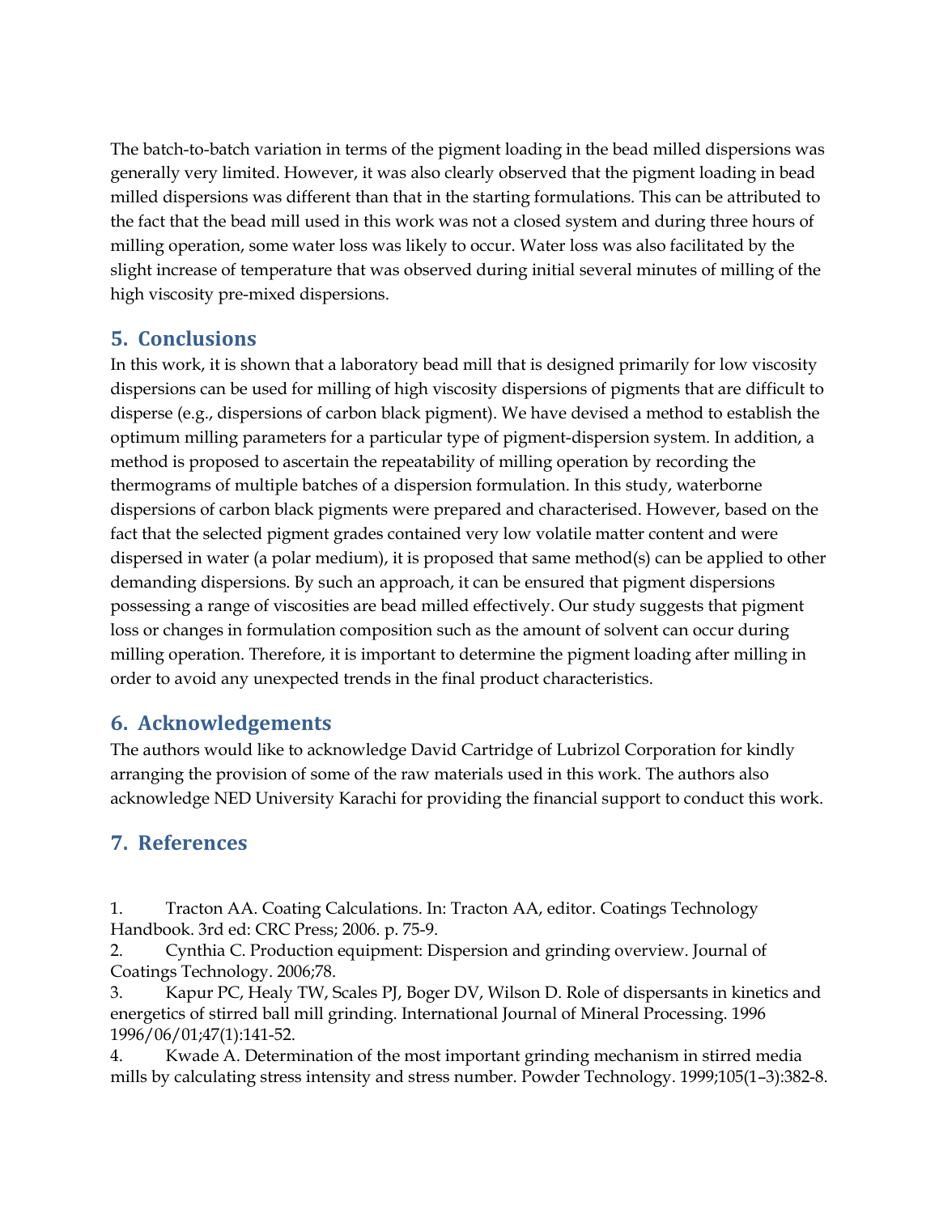The batch-to-batch variation in terms of the pigment loading in the bead milled dispersions was generally very limited. However, it was also clearly observed that the pigment loading in bead milled dispersions was different than that in the starting formulations. This can be attributed to the fact that the bead mill used in this work was not a closed system and during three hours of milling operation, some water loss was likely to occur. Water loss was also facilitated by the slight increase of temperature that was observed during initial several minutes of milling of the high viscosity pre-mixed dispersions.

## 5. Conclusions

In this work, it is shown that a laboratory bead mill that is designed primarily for low viscosity dispersions can be used for milling of high viscosity dispersions of pigments that are difficult to disperse (e.g., dispersions of carbon black pigment). We have devised a method to establish the optimum milling parameters for a particular type of pigment-dispersion system. In addition, a method is proposed to ascertain the repeatability of milling operation by recording the thermograms of multiple batches of a dispersion formulation. In this study, waterborne dispersions of carbon black pigments were prepared and characterised. However, based on the fact that the selected pigment grades contained very low volatile matter content and were dispersed in water (a polar medium), it is proposed that same method(s) can be applied to other demanding dispersions. By such an approach, it can be ensured that pigment dispersions possessing a range of viscosities are bead milled effectively. Our study suggests that pigment loss or changes in formulation composition such as the amount of solvent can occur during milling operation. Therefore, it is important to determine the pigment loading after milling in order to avoid any unexpected trends in the final product characteristics.

## 6. Acknowledgements

The authors would like to acknowledge David Cartridge of Lubrizol Corporation for kindly arranging the provision of some of the raw materials used in this work. The authors also acknowledge NED University Karachi for providing the financial support to conduct this work.

## 7. References

1. Tracton AA. Coating Calculations. In: Tracton AA, editor. Coatings Technology Handbook. 3rd ed: CRC Press; 2006. p. 75-9.
2. Cynthia C. Production equipment: Dispersion and grinding overview. Journal of Coatings Technology. 2006;78.
3. Kapur PC, Healy TW, Scales PJ, Boger DV, Wilson D. Role of dispersants in kinetics and energetics of stirred ball mill grinding. International Journal of Mineral Processing. 1996 1996/06/01;47(1):141-52.
4. Kwade A. Determination of the most important grinding mechanism in stirred media mills by calculating stress intensity and stress number. Powder Technology. 1999;105(1–3):382-8.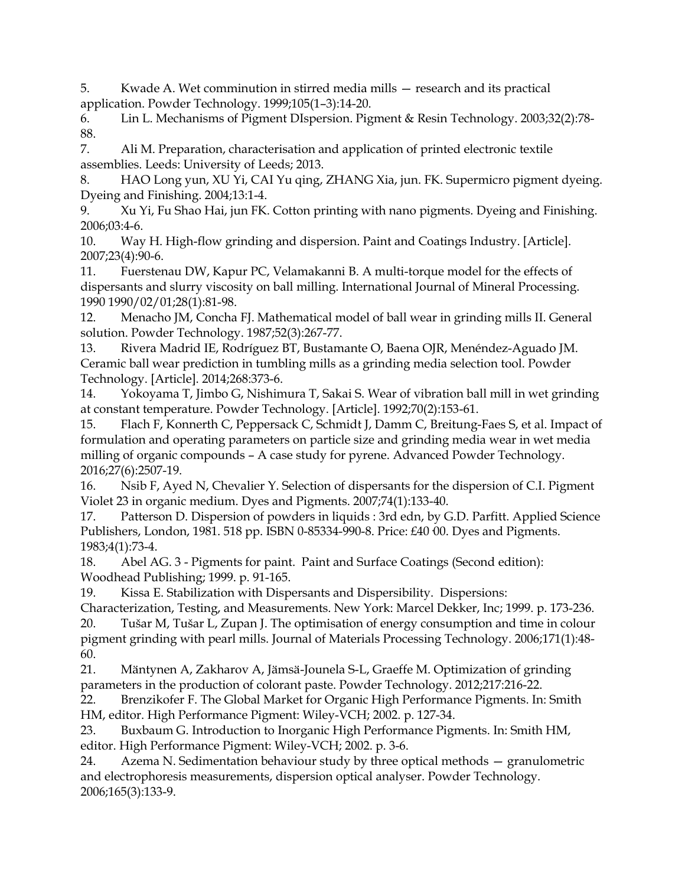5. Kwade A. Wet comminution in stirred media mills — research and its practical application. Powder Technology. 1999;105(1–3):14-20.
6. Lin L. Mechanisms of Pigment DIspersion. Pigment & Resin Technology. 2003;32(2):78-88.
7. Ali M. Preparation, characterisation and application of printed electronic textile assemblies. Leeds: University of Leeds; 2013.
8. HAO Long yun, XU Yi, CAI Yu qing, ZHANG Xia, jun. FK. Supermicro pigment dyeing. Dyeing and Finishing. 2004;13:1-4.
9. Xu Yi, Fu Shao Hai, jun FK. Cotton printing with nano pigments. Dyeing and Finishing. 2006;03:4-6.
10. Way H. High-flow grinding and dispersion. Paint and Coatings Industry. [Article]. 2007;23(4):90-6.
11. Fuerstenau DW, Kapur PC, Velamakanni B. A multi-torque model for the effects of dispersants and slurry viscosity on ball milling. International Journal of Mineral Processing. 1990 1990/02/01;28(1):81-98.
12. Menacho JM, Concha FJ. Mathematical model of ball wear in grinding mills II. General solution. Powder Technology. 1987;52(3):267-77.
13. Rivera Madrid IE, Rodríguez BT, Bustamante O, Baena OJR, Menéndez-Aguado JM. Ceramic ball wear prediction in tumbling mills as a grinding media selection tool. Powder Technology. [Article]. 2014;268:373-6.
14. Yokoyama T, Jimbo G, Nishimura T, Sakai S. Wear of vibration ball mill in wet grinding at constant temperature. Powder Technology. [Article]. 1992;70(2):153-61.
15. Flach F, Konnerth C, Peppersack C, Schmidt J, Damm C, Breitung-Faes S, et al. Impact of formulation and operating parameters on particle size and grinding media wear in wet media milling of organic compounds – A case study for pyrene. Advanced Powder Technology. 2016;27(6):2507-19.
16. Nsib F, Ayed N, Chevalier Y. Selection of dispersants for the dispersion of C.I. Pigment Violet 23 in organic medium. Dyes and Pigments. 2007;74(1):133-40.
17. Patterson D. Dispersion of powders in liquids : 3rd edn, by G.D. Parfitt. Applied Science Publishers, London, 1981. 518 pp. ISBN 0-85334-990-8. Price: £40·00. Dyes and Pigments. 1983;4(1):73-4.
18. Abel AG. 3 - Pigments for paint. Paint and Surface Coatings (Second edition): Woodhead Publishing; 1999. p. 91-165.
19. Kissa E. Stabilization with Dispersants and Dispersibility. Dispersions: Characterization, Testing, and Measurements. New York: Marcel Dekker, Inc; 1999. p. 173-236.
20. Tušar M, Tušar L, Zupan J. The optimisation of energy consumption and time in colour pigment grinding with pearl mills. Journal of Materials Processing Technology. 2006;171(1):48-60.
21. Mäntynen A, Zakharov A, Jämsä-Jounela S-L, Graeffe M. Optimization of grinding parameters in the production of colorant paste. Powder Technology. 2012;217:216-22.
22. Brenzikofer F. The Global Market for Organic High Performance Pigments. In: Smith HM, editor. High Performance Pigment: Wiley-VCH; 2002. p. 127-34.
23. Buxbaum G. Introduction to Inorganic High Performance Pigments. In: Smith HM, editor. High Performance Pigment: Wiley-VCH; 2002. p. 3-6.
24. Azema N. Sedimentation behaviour study by three optical methods — granulometric and electrophoresis measurements, dispersion optical analyser. Powder Technology. 2006;165(3):133-9.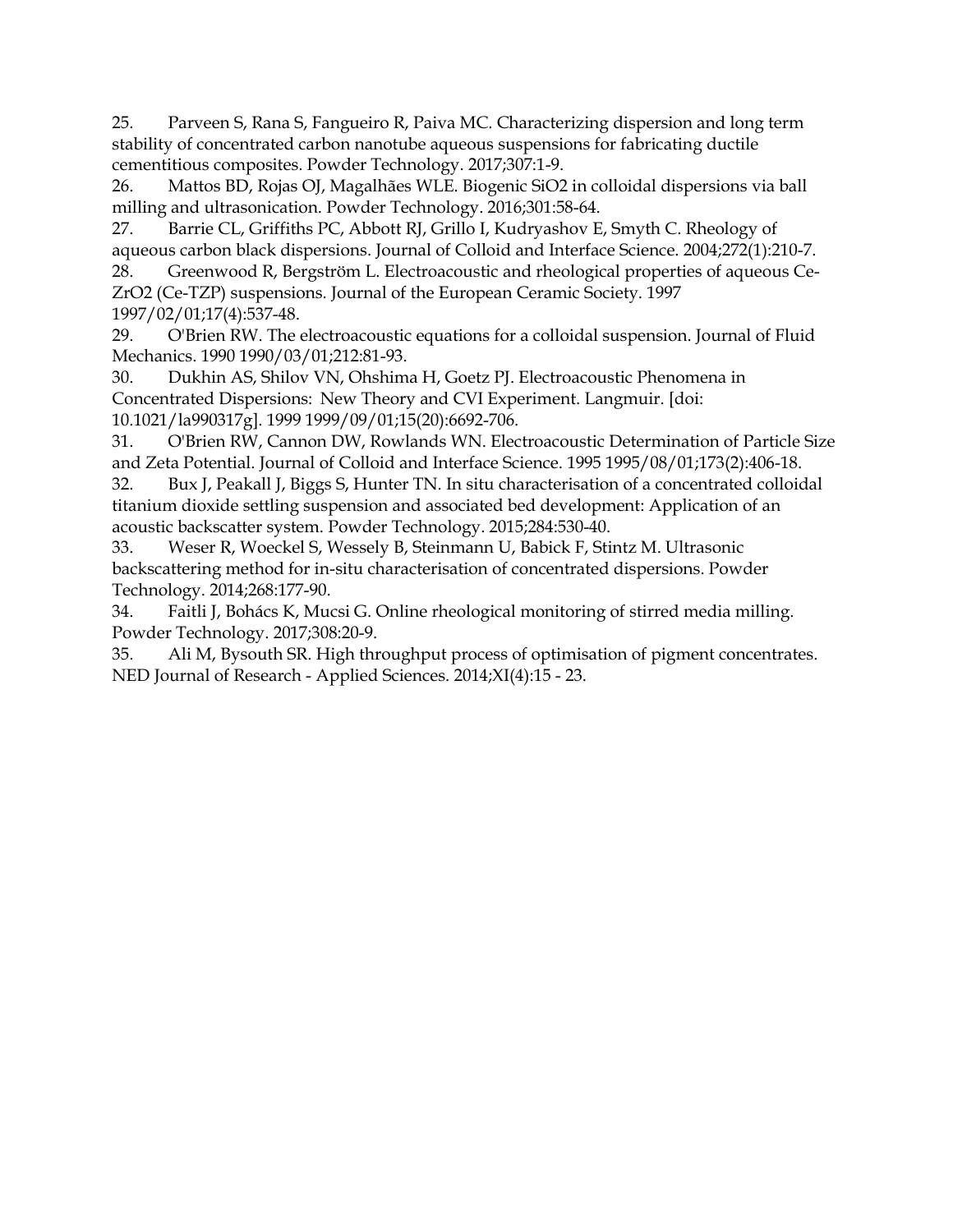25. Parveen S, Rana S, Fangueiro R, Paiva MC. Characterizing dispersion and long term stability of concentrated carbon nanotube aqueous suspensions for fabricating ductile cementitious composites. Powder Technology. 2017;307:1-9.

26. Mattos BD, Rojas OJ, Magalhães WLE. Biogenic SiO2 in colloidal dispersions via ball milling and ultrasonication. Powder Technology. 2016;301:58-64.

27. Barrie CL, Griffiths PC, Abbott RJ, Grillo I, Kudryashov E, Smyth C. Rheology of aqueous carbon black dispersions. Journal of Colloid and Interface Science. 2004;272(1):210-7.

28. Greenwood R, Bergström L. Electroacoustic and rheological properties of aqueous Ce-ZrO2 (Ce-TZP) suspensions. Journal of the European Ceramic Society. 1997 1997/02/01;17(4):537-48.

29. O'Brien RW. The electroacoustic equations for a colloidal suspension. Journal of Fluid Mechanics. 1990 1990/03/01;212:81-93.

30. Dukhin AS, Shilov VN, Ohshima H, Goetz PJ. Electroacoustic Phenomena in Concentrated Dispersions: New Theory and CVI Experiment. Langmuir. [doi: 10.1021/la990317g]. 1999 1999/09/01;15(20):6692-706.

31. O'Brien RW, Cannon DW, Rowlands WN. Electroacoustic Determination of Particle Size and Zeta Potential. Journal of Colloid and Interface Science. 1995 1995/08/01;173(2):406-18.

32. Bux J, Peakall J, Biggs S, Hunter TN. In situ characterisation of a concentrated colloidal titanium dioxide settling suspension and associated bed development: Application of an acoustic backscatter system. Powder Technology. 2015;284:530-40.

33. Weser R, Woeckel S, Wessely B, Steinmann U, Babick F, Stintz M. Ultrasonic backscattering method for in-situ characterisation of concentrated dispersions. Powder Technology. 2014;268:177-90.

34. Faitli J, Bohács K, Mucsi G. Online rheological monitoring of stirred media milling. Powder Technology. 2017;308:20-9.

35. Ali M, Bysouth SR. High throughput process of optimisation of pigment concentrates. NED Journal of Research - Applied Sciences. 2014;XI(4):15 - 23.